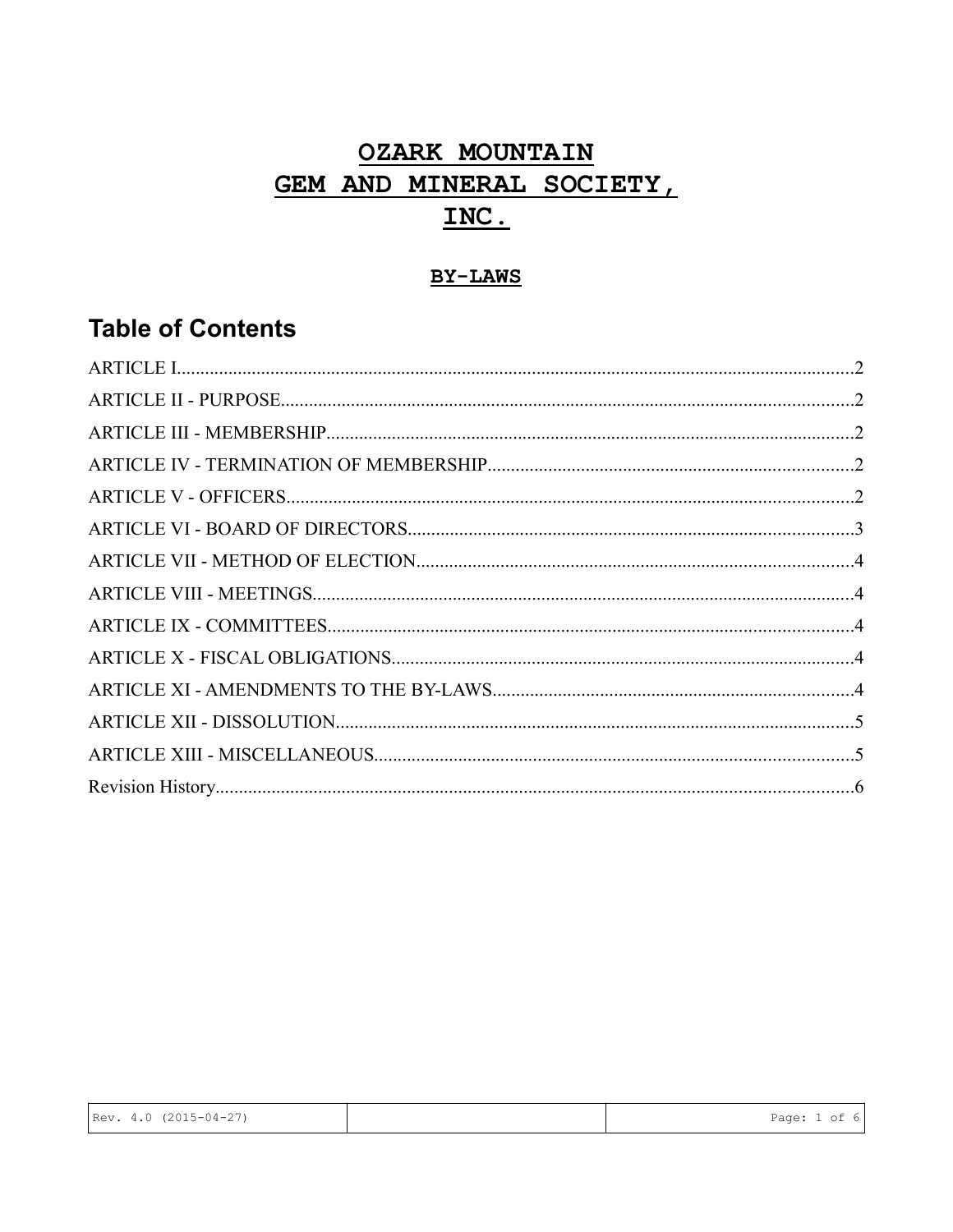# OZARK MOUNTAIN GEM AND MINERAL SOCIETY, INC.

## BY-LAWS

## Table of Contents

ARTICLE I........................................................................................................................2
ARTICLE II - PURPOSE....................................................................................................2
ARTICLE III - MEMBERSHIP.............................................................................................2
ARTICLE IV - TERMINATION OF MEMBERSHIP.................................................................2
ARTICLE V - OFFICERS....................................................................................................2
ARTICLE VI - BOARD OF DIRECTORS................................................................................3
ARTICLE VII - METHOD OF ELECTION..............................................................................4
ARTICLE VIII - MEETINGS................................................................................................4
ARTICLE IX - COMMITTEES..............................................................................................4
ARTICLE X - FISCAL OBLIGATIONS..................................................................................4
ARTICLE XI - AMENDMENTS TO THE BY-LAWS.................................................................4
ARTICLE XII - DISSOLUTION............................................................................................5
ARTICLE XIII - MISCELLANEOUS......................................................................................5
Revision History...............................................................................................................6

Rev. 4.0 (2015-04-27)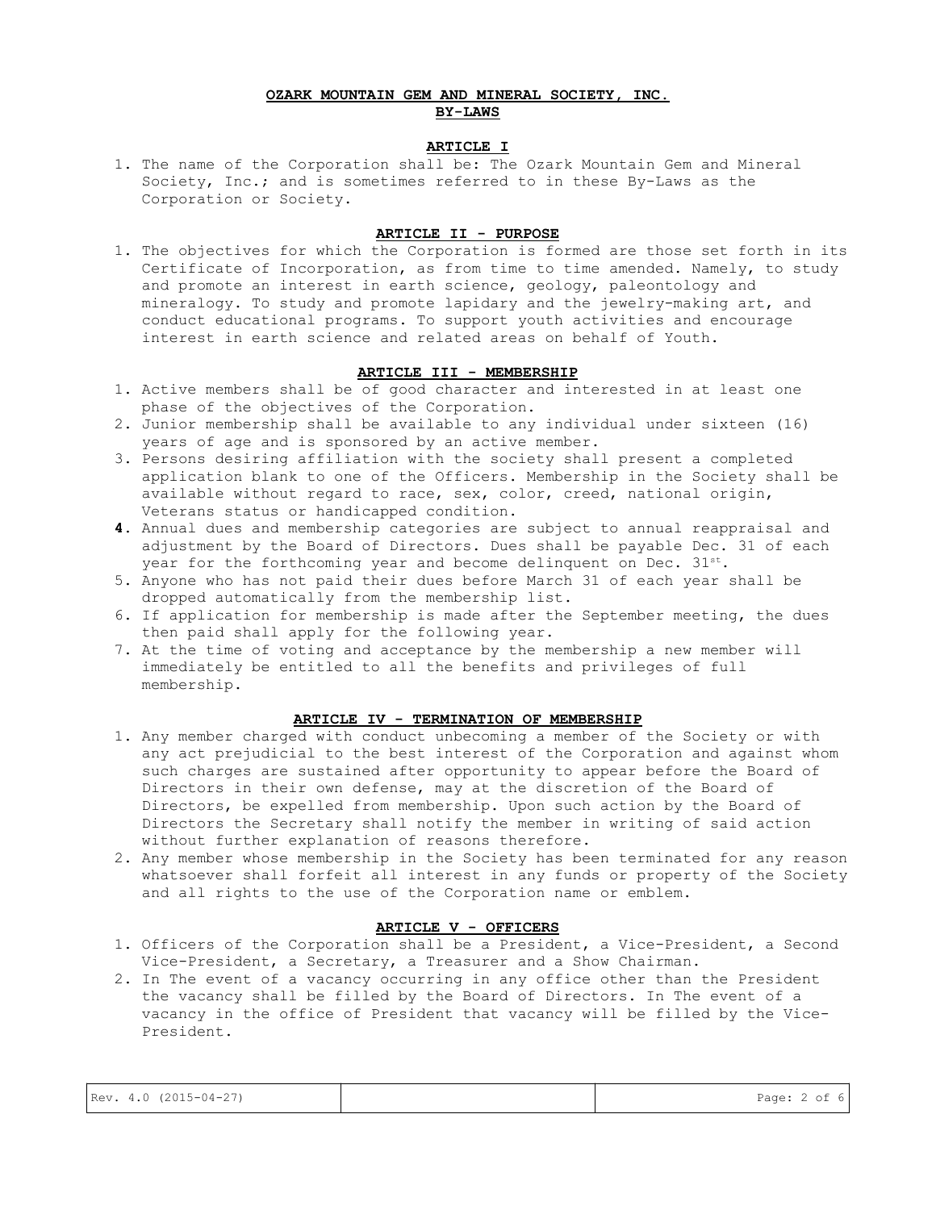# OZARK MOUNTAIN GEM AND MINERAL SOCIETY, INC.
## BY-LAWS

### ARTICLE I

1. The name of the Corporation shall be: The Ozark Mountain Gem and Mineral Society, Inc.; and is sometimes referred to in these By-Laws as the Corporation or Society.

### ARTICLE II - PURPOSE

1. The objectives for which the Corporation is formed are those set forth in its Certificate of Incorporation, as from time to time amended. Namely, to study and promote an interest in earth science, geology, paleontology and mineralogy. To study and promote lapidary and the jewelry-making art, and conduct educational programs. To support youth activities and encourage interest in earth science and related areas on behalf of Youth.

### ARTICLE III - MEMBERSHIP

1. Active members shall be of good character and interested in at least one phase of the objectives of the Corporation.
2. Junior membership shall be available to any individual under sixteen (16) years of age and is sponsored by an active member.
3. Persons desiring affiliation with the society shall present a completed application blank to one of the Officers. Membership in the Society shall be available without regard to race, sex, color, creed, national origin, Veterans status or handicapped condition.
4. Annual dues and membership categories are subject to annual reappraisal and adjustment by the Board of Directors. Dues shall be payable Dec. 31 of each year for the forthcoming year and become delinquent on Dec. 31st.
5. Anyone who has not paid their dues before March 31 of each year shall be dropped automatically from the membership list.
6. If application for membership is made after the September meeting, the dues then paid shall apply for the following year.
7. At the time of voting and acceptance by the membership a new member will immediately be entitled to all the benefits and privileges of full membership.

### ARTICLE IV - TERMINATION OF MEMBERSHIP

1. Any member charged with conduct unbecoming a member of the Society or with any act prejudicial to the best interest of the Corporation and against whom such charges are sustained after opportunity to appear before the Board of Directors in their own defense, may at the discretion of the Board of Directors, be expelled from membership. Upon such action by the Board of Directors the Secretary shall notify the member in writing of said action without further explanation of reasons therefore.
2. Any member whose membership in the Society has been terminated for any reason whatsoever shall forfeit all interest in any funds or property of the Society and all rights to the use of the Corporation name or emblem.

### ARTICLE V - OFFICERS

1. Officers of the Corporation shall be a President, a Vice-President, a Second Vice-President, a Secretary, a Treasurer and a Show Chairman.
2. In The event of a vacancy occurring in any office other than the President the vacancy shall be filled by the Board of Directors. In The event of a vacancy in the office of President that vacancy will be filled by the Vice-President.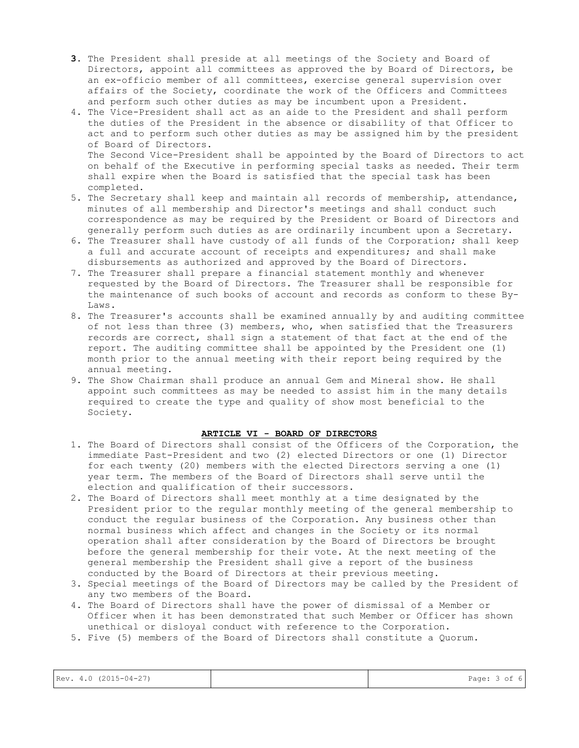3. The President shall preside at all meetings of the Society and Board of Directors, appoint all committees as approved the by Board of Directors, be an ex-officio member of all committees, exercise general supervision over affairs of the Society, coordinate the work of the Officers and Committees and perform such other duties as may be incumbent upon a President.
4. The Vice-President shall act as an aide to the President and shall perform the duties of the President in the absence or disability of that Officer to act and to perform such other duties as may be assigned him by the president of Board of Directors.
   The Second Vice-President shall be appointed by the Board of Directors to act on behalf of the Executive in performing special tasks as needed. Their term shall expire when the Board is satisfied that the special task has been completed.
5. The Secretary shall keep and maintain all records of membership, attendance, minutes of all membership and Director's meetings and shall conduct such correspondence as may be required by the President or Board of Directors and generally perform such duties as are ordinarily incumbent upon a Secretary.
6. The Treasurer shall have custody of all funds of the Corporation; shall keep a full and accurate account of receipts and expenditures; and shall make disbursements as authorized and approved by the Board of Directors.
7. The Treasurer shall prepare a financial statement monthly and whenever requested by the Board of Directors. The Treasurer shall be responsible for the maintenance of such books of account and records as conform to these By-Laws.
8. The Treasurer's accounts shall be examined annually by and auditing committee of not less than three (3) members, who, when satisfied that the Treasurers records are correct, shall sign a statement of that fact at the end of the report. The auditing committee shall be appointed by the President one (1) month prior to the annual meeting with their report being required by the annual meeting.
9. The Show Chairman shall produce an annual Gem and Mineral show. He shall appoint such committees as may be needed to assist him in the many details required to create the type and quality of show most beneficial to the Society.

## ARTICLE VI - BOARD OF DIRECTORS

1. The Board of Directors shall consist of the Officers of the Corporation, the immediate Past-President and two (2) elected Directors or one (1) Director for each twenty (20) members with the elected Directors serving a one (1) year term. The members of the Board of Directors shall serve until the election and qualification of their successors.
2. The Board of Directors shall meet monthly at a time designated by the President prior to the regular monthly meeting of the general membership to conduct the regular business of the Corporation. Any business other than normal business which affect and changes in the Society or its normal operation shall after consideration by the Board of Directors be brought before the general membership for their vote. At the next meeting of the general membership the President shall give a report of the business conducted by the Board of Directors at their previous meeting.
3. Special meetings of the Board of Directors may be called by the President of any two members of the Board.
4. The Board of Directors shall have the power of dismissal of a Member or Officer when it has been demonstrated that such Member or Officer has shown unethical or disloyal conduct with reference to the Corporation.
5. Five (5) members of the Board of Directors shall constitute a Quorum.

| Rev. 4.0 (2015-04-27) | | |
| --- | --- | --- |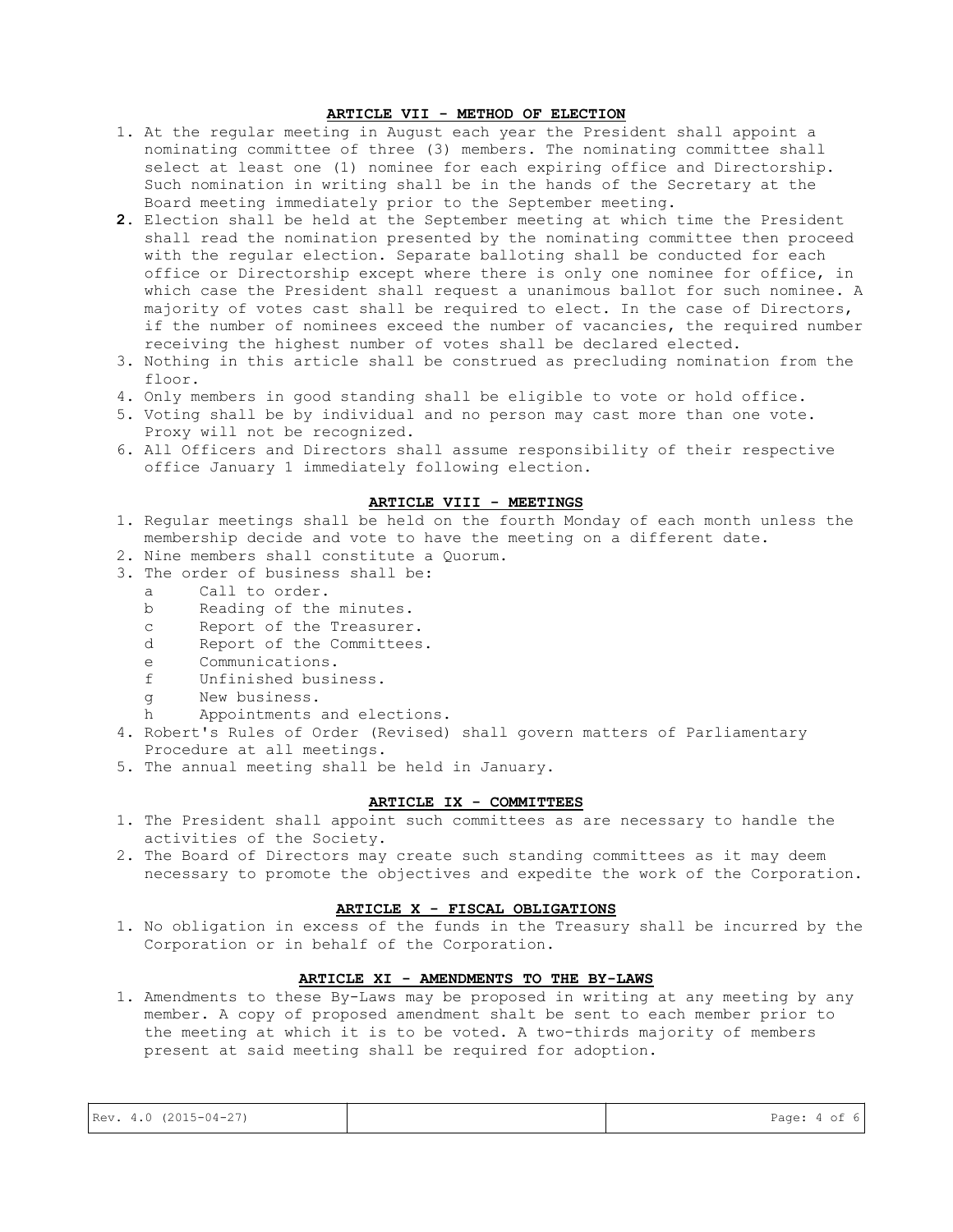## ARTICLE VII - METHOD OF ELECTION

1. At the regular meeting in August each year the President shall appoint a nominating committee of three (3) members. The nominating committee shall select at least one (1) nominee for each expiring office and Directorship. Such nomination in writing shall be in the hands of the Secretary at the Board meeting immediately prior to the September meeting.
2. Election shall be held at the September meeting at which time the President shall read the nomination presented by the nominating committee then proceed with the regular election. Separate balloting shall be conducted for each office or Directorship except where there is only one nominee for office, in which case the President shall request a unanimous ballot for such nominee. A majority of votes cast shall be required to elect. In the case of Directors, if the number of nominees exceed the number of vacancies, the required number receiving the highest number of votes shall be declared elected.
3. Nothing in this article shall be construed as precluding nomination from the floor.
4. Only members in good standing shall be eligible to vote or hold office.
5. Voting shall be by individual and no person may cast more than one vote. Proxy will not be recognized.
6. All Officers and Directors shall assume responsibility of their respective office January 1 immediately following election.

## ARTICLE VIII - MEETINGS

1. Regular meetings shall be held on the fourth Monday of each month unless the membership decide and vote to have the meeting on a different date.
2. Nine members shall constitute a Quorum.
3. The order of business shall be:
   - a Call to order.
   - b Reading of the minutes.
   - c Report of the Treasurer.
   - d Report of the Committees.
   - e Communications.
   - f Unfinished business.
   - g New business.
   - h Appointments and elections.
4. Robert's Rules of Order (Revised) shall govern matters of Parliamentary Procedure at all meetings.
5. The annual meeting shall be held in January.

## ARTICLE IX - COMMITTEES

1. The President shall appoint such committees as are necessary to handle the activities of the Society.
2. The Board of Directors may create such standing committees as it may deem necessary to promote the objectives and expedite the work of the Corporation.

## ARTICLE X - FISCAL OBLIGATIONS

1. No obligation in excess of the funds in the Treasury shall be incurred by the Corporation or in behalf of the Corporation.

## ARTICLE XI - AMENDMENTS TO THE BY-LAWS

1. Amendments to these By-Laws may be proposed in writing at any meeting by any member. A copy of proposed amendment shalt be sent to each member prior to the meeting at which it is to be voted. A two-thirds majority of members present at said meeting shall be required for adoption.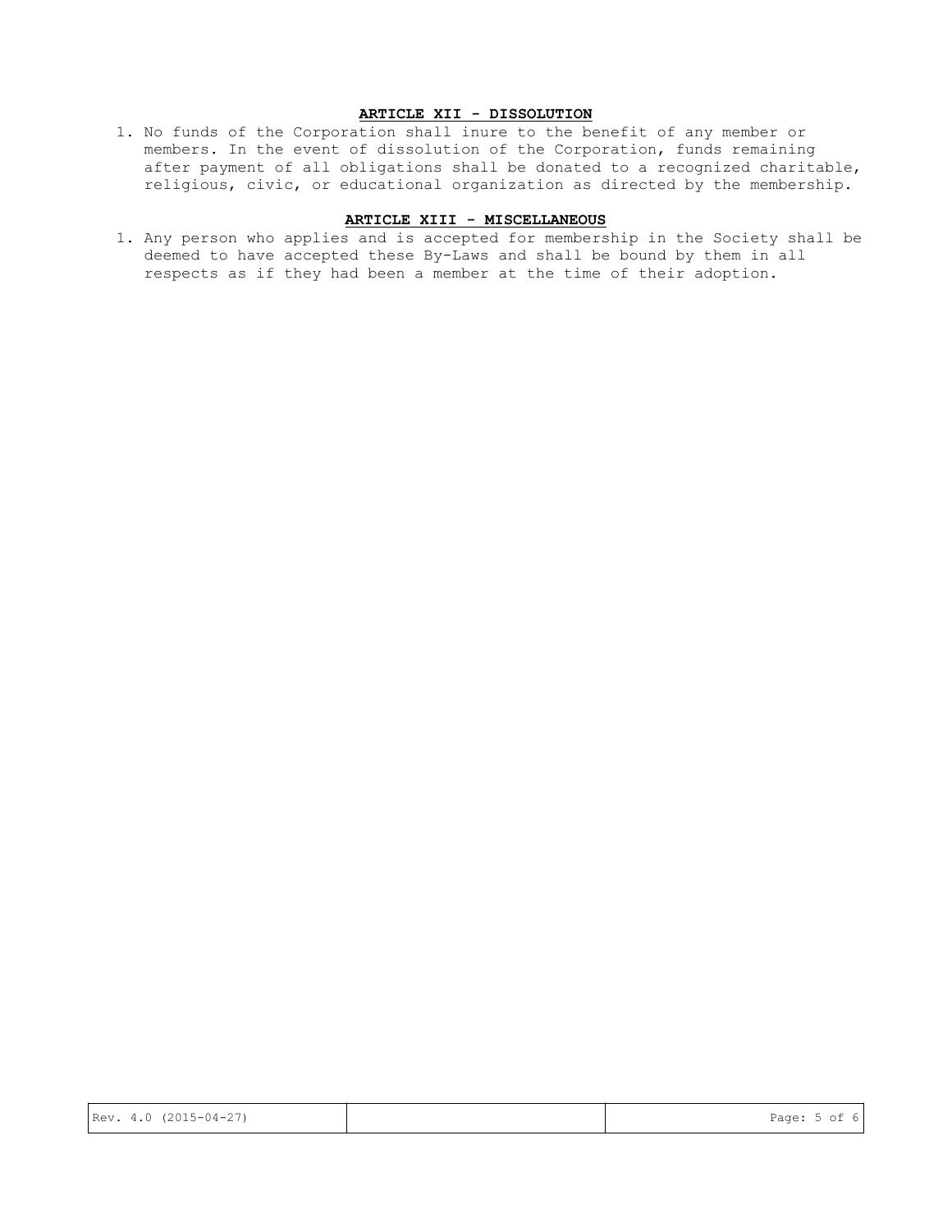## ARTICLE XII - DISSOLUTION

1. No funds of the Corporation shall inure to the benefit of any member or members. In the event of dissolution of the Corporation, funds remaining after payment of all obligations shall be donated to a recognized charitable, religious, civic, or educational organization as directed by the membership.

## ARTICLE XIII - MISCELLANEOUS

1. Any person who applies and is accepted for membership in the Society shall be deemed to have accepted these By-Laws and shall be bound by them in all respects as if they had been a member at the time of their adoption.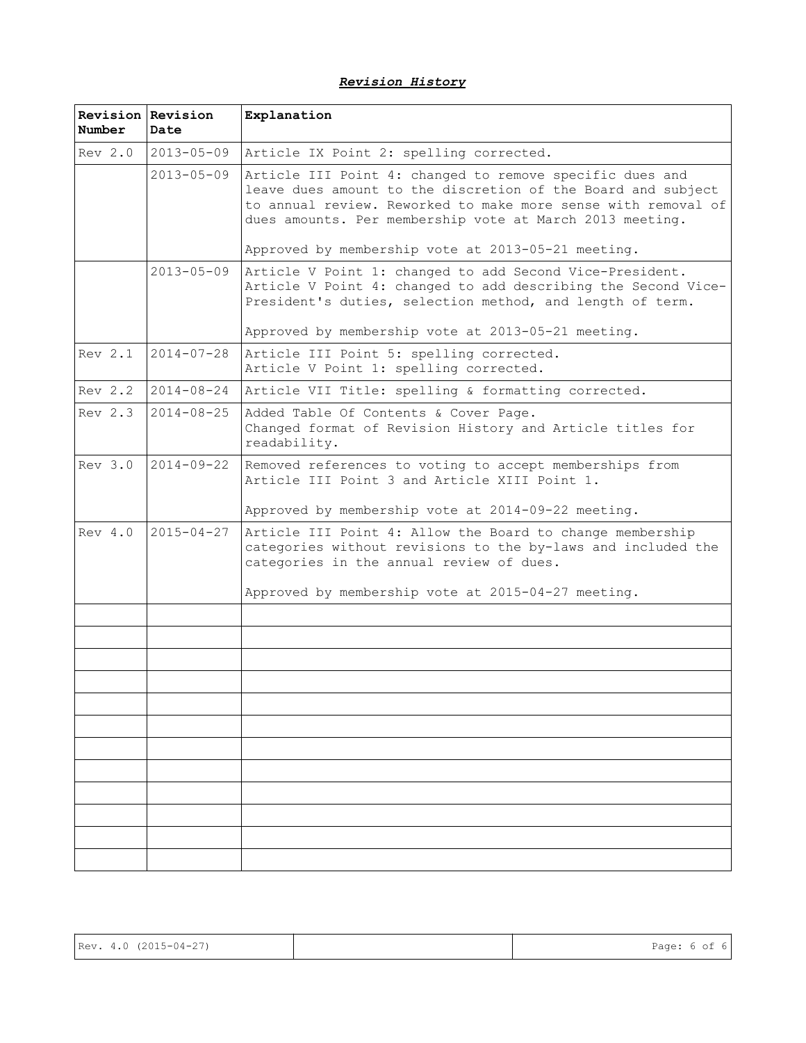***Revision History***

| Revision Number | Revision Date | Explanation |
|---|---|---|
| Rev 2.0 | 2013-05-09 | Article IX Point 2: spelling corrected. |
| | 2013-05-09 | Article III Point 4: changed to remove specific dues and leave dues amount to the discretion of the Board and subject to annual review. Reworked to make more sense with removal of dues amounts. Per membership vote at March 2013 meeting.<br><br>Approved by membership vote at 2013-05-21 meeting. |
| | 2013-05-09 | Article V Point 1: changed to add Second Vice-President.<br>Article V Point 4: changed to add describing the Second Vice-President's duties, selection method, and length of term.<br><br>Approved by membership vote at 2013-05-21 meeting. |
| Rev 2.1 | 2014-07-28 | Article III Point 5: spelling corrected.<br>Article V Point 1: spelling corrected. |
| Rev 2.2 | 2014-08-24 | Article VII Title: spelling & formatting corrected. |
| Rev 2.3 | 2014-08-25 | Added Table Of Contents & Cover Page.<br>Changed format of Revision History and Article titles for readability. |
| Rev 3.0 | 2014-09-22 | Removed references to voting to accept memberships from Article III Point 3 and Article XIII Point 1.<br><br>Approved by membership vote at 2014-09-22 meeting. |
| Rev 4.0 | 2015-04-27 | Article III Point 4: Allow the Board to change membership categories without revisions to the by-laws and included the categories in the annual review of dues.<br><br>Approved by membership vote at 2015-04-27 meeting. |
| | | |
| | | |
| | | |
| | | |
| | | |
| | | |
| | | |
| | | |
| | | |
| | | |
| | | |
| | | |